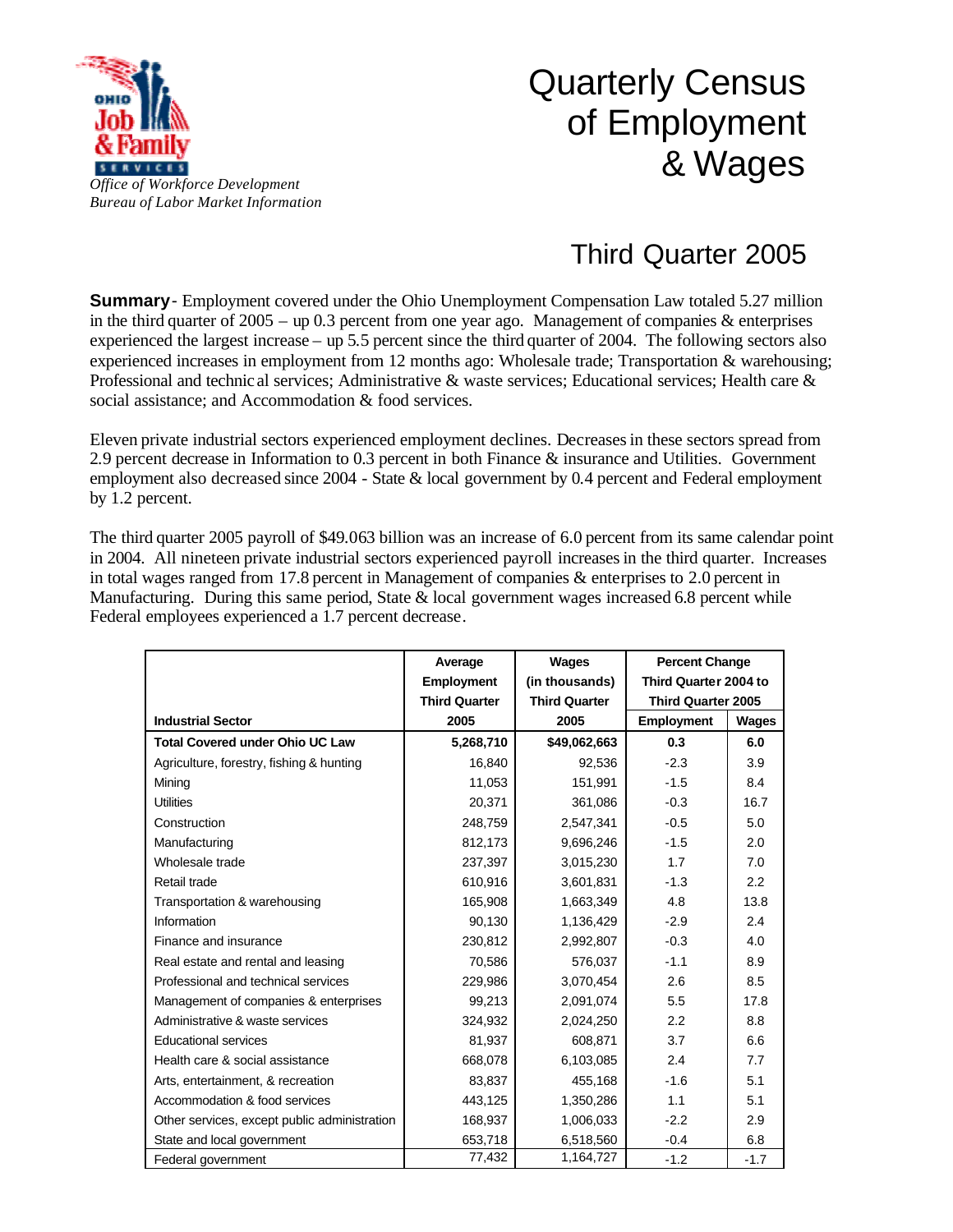*Office of Workforce Development*
*Bureau of Labor Market Information*

# Quarterly Census of Employment & Wages

## Third Quarter 2005

**Summary**- Employment covered under the Ohio Unemployment Compensation Law totaled 5.27 million in the third quarter of 2005 – up 0.3 percent from one year ago. Management of companies & enterprises experienced the largest increase – up 5.5 percent since the third quarter of 2004. The following sectors also experienced increases in employment from 12 months ago: Wholesale trade; Transportation & warehousing; Professional and technical services; Administrative & waste services; Educational services; Health care & social assistance; and Accommodation & food services.

Eleven private industrial sectors experienced employment declines. Decreases in these sectors spread from 2.9 percent decrease in Information to 0.3 percent in both Finance & insurance and Utilities. Government employment also decreased since 2004 - State & local government by 0.4 percent and Federal employment by 1.2 percent.

The third quarter 2005 payroll of $49.063 billion was an increase of 6.0 percent from its same calendar point in 2004. All nineteen private industrial sectors experienced payroll increases in the third quarter. Increases in total wages ranged from 17.8 percent in Management of companies & enterprises to 2.0 percent in Manufacturing. During this same period, State & local government wages increased 6.8 percent while Federal employees experienced a 1.7 percent decrease.

| Industrial Sector | Average Employment Third Quarter 2005 | Wages (in thousands) Third Quarter 2005 | Percent Change Third Quarter 2004 to Third Quarter 2005 | |
|---|---|---|---|---|
| | | | Employment | Wages |
| **Total Covered under Ohio UC Law** | **5,268,710** | **$49,062,663** | **0.3** | **6.0** |
| Agriculture, forestry, fishing & hunting | 16,840 | 92,536 | -2.3 | 3.9 |
| Mining | 11,053 | 151,991 | -1.5 | 8.4 |
| Utilities | 20,371 | 361,086 | -0.3 | 16.7 |
| Construction | 248,759 | 2,547,341 | -0.5 | 5.0 |
| Manufacturing | 812,173 | 9,696,246 | -1.5 | 2.0 |
| Wholesale trade | 237,397 | 3,015,230 | 1.7 | 7.0 |
| Retail trade | 610,916 | 3,601,831 | -1.3 | 2.2 |
| Transportation & warehousing | 165,908 | 1,663,349 | 4.8 | 13.8 |
| Information | 90,130 | 1,136,429 | -2.9 | 2.4 |
| Finance and insurance | 230,812 | 2,992,807 | -0.3 | 4.0 |
| Real estate and rental and leasing | 70,586 | 576,037 | -1.1 | 8.9 |
| Professional and technical services | 229,986 | 3,070,454 | 2.6 | 8.5 |
| Management of companies & enterprises | 99,213 | 2,091,074 | 5.5 | 17.8 |
| Administrative & waste services | 324,932 | 2,024,250 | 2.2 | 8.8 |
| Educational services | 81,937 | 608,871 | 3.7 | 6.6 |
| Health care & social assistance | 668,078 | 6,103,085 | 2.4 | 7.7 |
| Arts, entertainment, & recreation | 83,837 | 455,168 | -1.6 | 5.1 |
| Accommodation & food services | 443,125 | 1,350,286 | 1.1 | 5.1 |
| Other services, except public administration | 168,937 | 1,006,033 | -2.2 | 2.9 |
| State and local government | 653,718 | 6,518,560 | -0.4 | 6.8 |
| Federal government | 77,432 | 1,164,727 | -1.2 | -1.7 |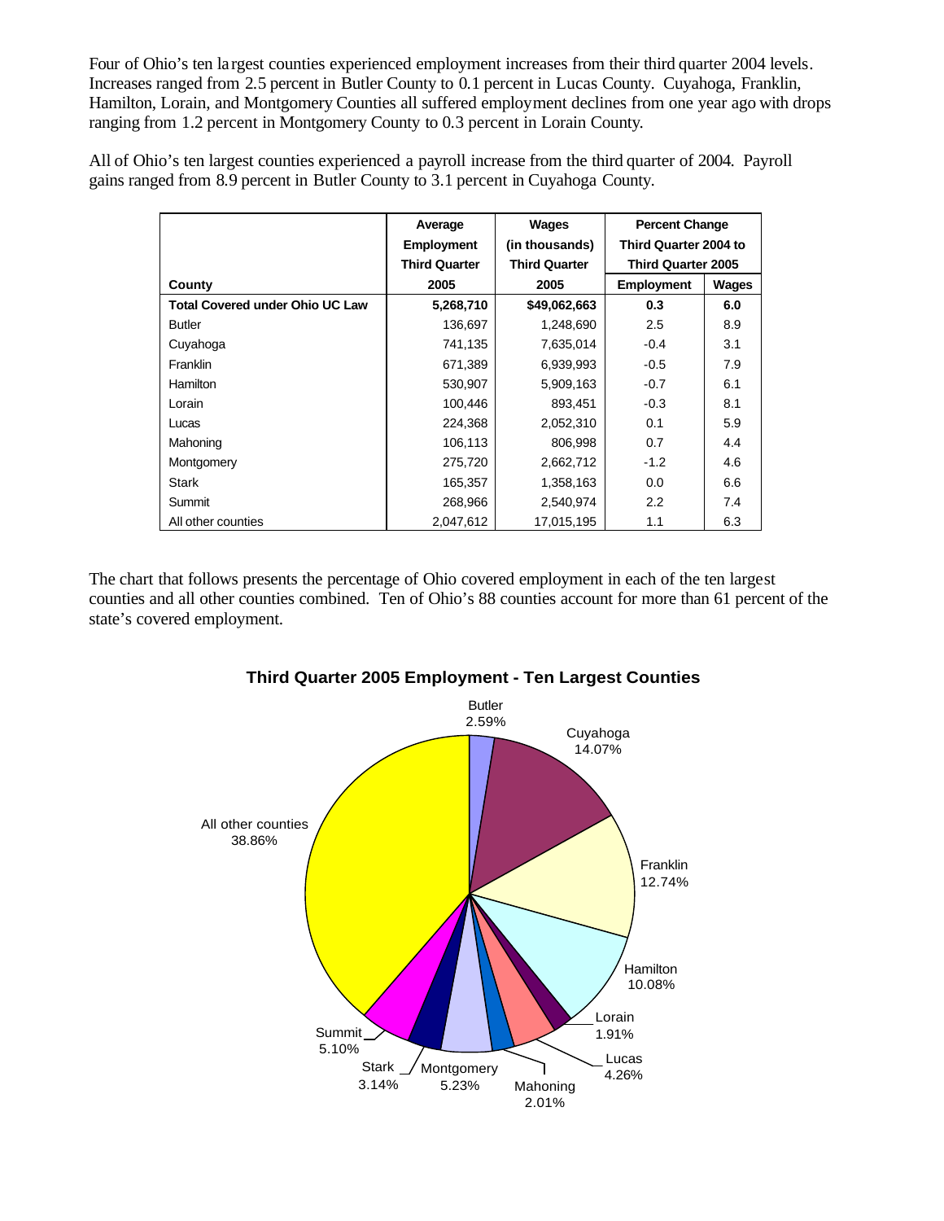Four of Ohio's ten largest counties experienced employment increases from their third quarter 2004 levels. Increases ranged from 2.5 percent in Butler County to 0.1 percent in Lucas County. Cuyahoga, Franklin, Hamilton, Lorain, and Montgomery Counties all suffered employment declines from one year ago with drops ranging from 1.2 percent in Montgomery County to 0.3 percent in Lorain County.

All of Ohio's ten largest counties experienced a payroll increase from the third quarter of 2004. Payroll gains ranged from 8.9 percent in Butler County to 3.1 percent in Cuyahoga County.

| County | Average Employment Third Quarter 2005 | Wages (in thousands) Third Quarter 2005 | Percent Change Third Quarter 2004 to Third Quarter 2005 | |
|---|---|---|---|---|
| | | | Employment | Wages |
| **Total Covered under Ohio UC Law** | **5,268,710** | **$49,062,663** | **0.3** | **6.0** |
| Butler | 136,697 | 1,248,690 | 2.5 | 8.9 |
| Cuyahoga | 741,135 | 7,635,014 | -0.4 | 3.1 |
| Franklin | 671,389 | 6,939,993 | -0.5 | 7.9 |
| Hamilton | 530,907 | 5,909,163 | -0.7 | 6.1 |
| Lorain | 100,446 | 893,451 | -0.3 | 8.1 |
| Lucas | 224,368 | 2,052,310 | 0.1 | 5.9 |
| Mahoning | 106,113 | 806,998 | 0.7 | 4.4 |
| Montgomery | 275,720 | 2,662,712 | -1.2 | 4.6 |
| Stark | 165,357 | 1,358,163 | 0.0 | 6.6 |
| Summit | 268,966 | 2,540,974 | 2.2 | 7.4 |
| All other counties | 2,047,612 | 17,015,195 | 1.1 | 6.3 |

The chart that follows presents the percentage of Ohio covered employment in each of the ten largest counties and all other counties combined. Ten of Ohio's 88 counties account for more than 61 percent of the state's covered employment.

**Third Quarter 2005 Employment - Ten Largest Counties**

| County | Percent |
|---|---|
| Butler | 2.59% |
| Cuyahoga | 14.07% |
| Franklin | 12.74% |
| Hamilton | 10.08% |
| Lorain | 1.91% |
| Lucas | 4.26% |
| Mahoning | 2.01% |
| Montgomery | 5.23% |
| Stark | 3.14% |
| Summit | 5.10% |
| All other counties | 38.86% |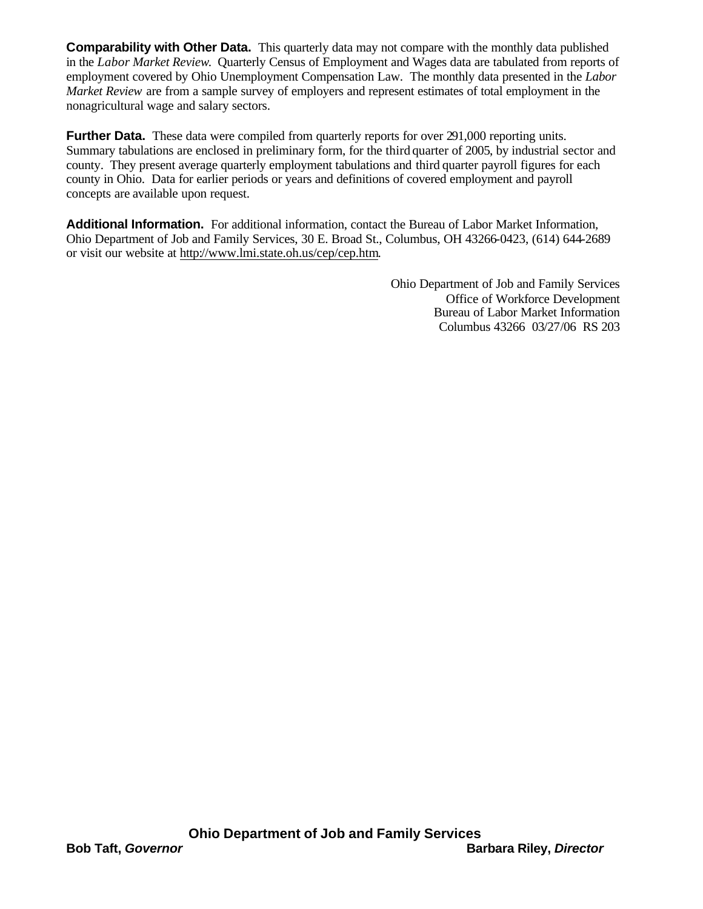**Comparability with Other Data.** This quarterly data may not compare with the monthly data published in the *Labor Market Review.* Quarterly Census of Employment and Wages data are tabulated from reports of employment covered by Ohio Unemployment Compensation Law. The monthly data presented in the *Labor Market Review* are from a sample survey of employers and represent estimates of total employment in the nonagricultural wage and salary sectors.

**Further Data.** These data were compiled from quarterly reports for over 291,000 reporting units. Summary tabulations are enclosed in preliminary form, for the third quarter of 2005, by industrial sector and county. They present average quarterly employment tabulations and third quarter payroll figures for each county in Ohio. Data for earlier periods or years and definitions of covered employment and payroll concepts are available upon request.

**Additional Information.** For additional information, contact the Bureau of Labor Market Information, Ohio Department of Job and Family Services, 30 E. Broad St., Columbus, OH 43266-0423, (614) 644-2689 or visit our website at http://www.lmi.state.oh.us/cep/cep.htm.

Ohio Department of Job and Family Services
Office of Workforce Development
Bureau of Labor Market Information
Columbus 43266 03/27/06 RS 203

**Ohio Department of Job and Family Services**

**Bob Taft, *Governor*** **Barbara Riley, *Director***